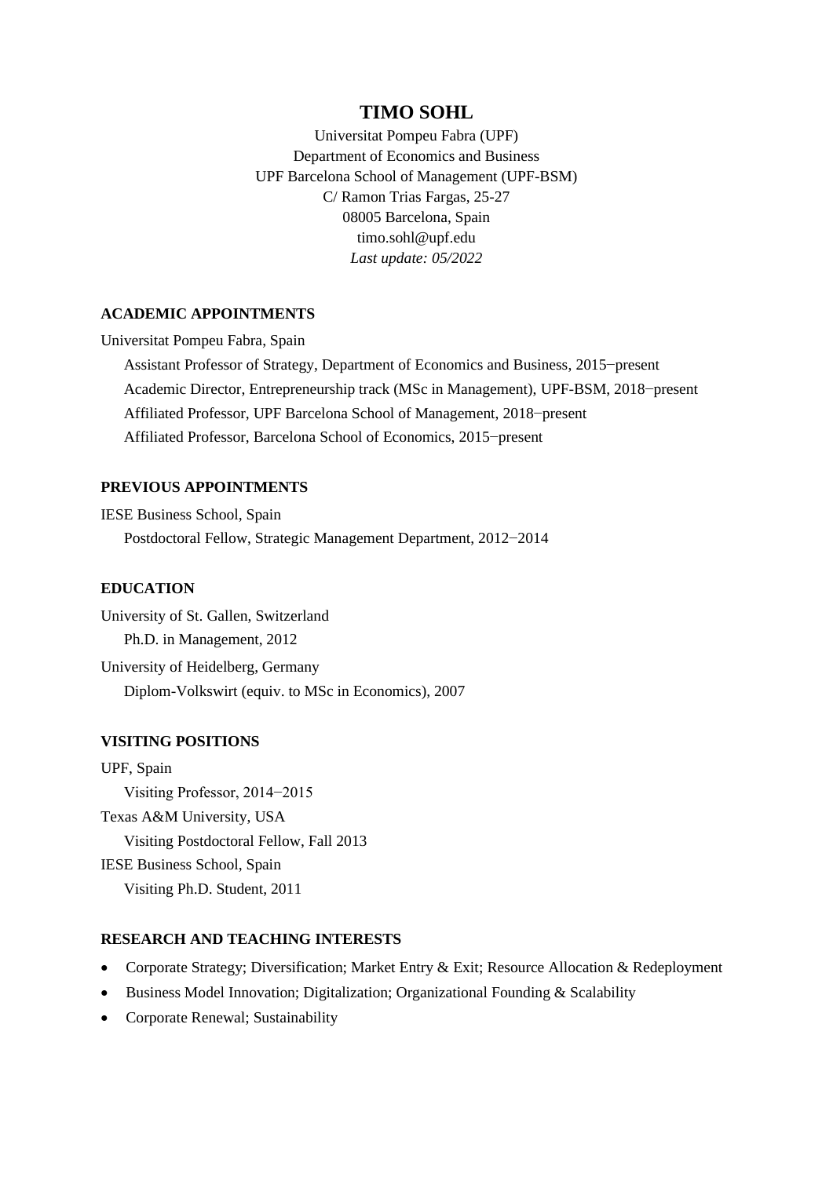# TIMO SOHL

Universitat Pompeu Fabra (UPF)
Department of Economics and Business
UPF Barcelona School of Management (UPF-BSM)
C/ Ramon Trias Fargas, 25-27
08005 Barcelona, Spain
timo.sohl@upf.edu
*Last update: 05/2022*

## ACADEMIC APPOINTMENTS

Universitat Pompeu Fabra, Spain

- Assistant Professor of Strategy, Department of Economics and Business, 2015−present
- Academic Director, Entrepreneurship track (MSc in Management), UPF-BSM, 2018−present
- Affiliated Professor, UPF Barcelona School of Management, 2018−present
- Affiliated Professor, Barcelona School of Economics, 2015−present

## PREVIOUS APPOINTMENTS

IESE Business School, Spain

- Postdoctoral Fellow, Strategic Management Department, 2012−2014

## EDUCATION

University of St. Gallen, Switzerland

- Ph.D. in Management, 2012

University of Heidelberg, Germany

- Diplom-Volkswirt (equiv. to MSc in Economics), 2007

## VISITING POSITIONS

UPF, Spain

- Visiting Professor, 2014−2015

Texas A&M University, USA

- Visiting Postdoctoral Fellow, Fall 2013

IESE Business School, Spain

- Visiting Ph.D. Student, 2011

## RESEARCH AND TEACHING INTERESTS

- Corporate Strategy; Diversification; Market Entry & Exit; Resource Allocation & Redeployment
- Business Model Innovation; Digitalization; Organizational Founding & Scalability
- Corporate Renewal; Sustainability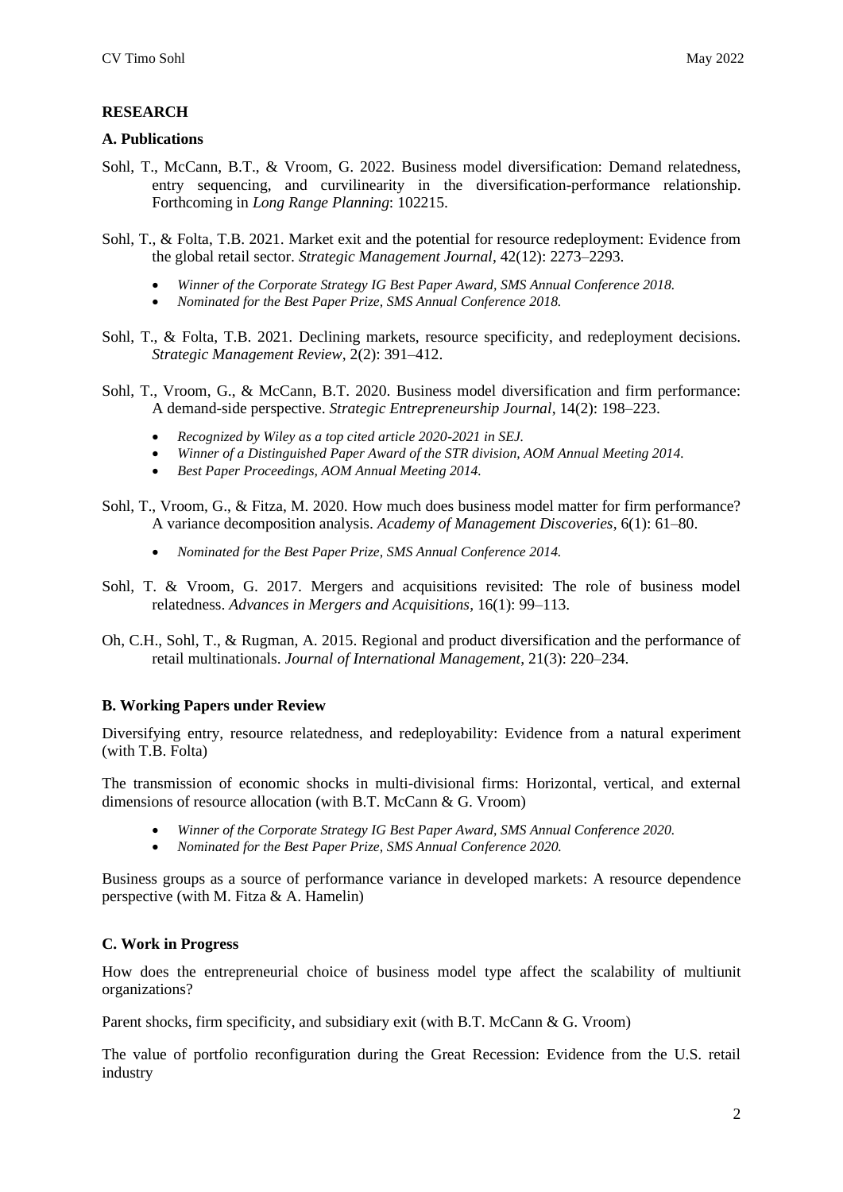## RESEARCH

### A. Publications

Sohl, T., McCann, B.T., & Vroom, G. 2022. Business model diversification: Demand relatedness, entry sequencing, and curvilinearity in the diversification-performance relationship. Forthcoming in *Long Range Planning*: 102215.

Sohl, T., & Folta, T.B. 2021. Market exit and the potential for resource redeployment: Evidence from the global retail sector. *Strategic Management Journal*, 42(12): 2273–2293.

- *Winner of the Corporate Strategy IG Best Paper Award, SMS Annual Conference 2018.*
- *Nominated for the Best Paper Prize, SMS Annual Conference 2018.*

Sohl, T., & Folta, T.B. 2021. Declining markets, resource specificity, and redeployment decisions. *Strategic Management Review*, 2(2): 391–412.

Sohl, T., Vroom, G., & McCann, B.T. 2020. Business model diversification and firm performance: A demand-side perspective. *Strategic Entrepreneurship Journal*, 14(2): 198–223.

- *Recognized by Wiley as a top cited article 2020-2021 in SEJ.*
- *Winner of a Distinguished Paper Award of the STR division, AOM Annual Meeting 2014.*
- *Best Paper Proceedings, AOM Annual Meeting 2014.*

Sohl, T., Vroom, G., & Fitza, M. 2020. How much does business model matter for firm performance? A variance decomposition analysis. *Academy of Management Discoveries*, 6(1): 61–80.

- *Nominated for the Best Paper Prize, SMS Annual Conference 2014.*

Sohl, T. & Vroom, G. 2017. Mergers and acquisitions revisited: The role of business model relatedness. *Advances in Mergers and Acquisitions*, 16(1): 99–113.

Oh, C.H., Sohl, T., & Rugman, A. 2015. Regional and product diversification and the performance of retail multinationals. *Journal of International Management*, 21(3): 220–234.

### B. Working Papers under Review

Diversifying entry, resource relatedness, and redeployability: Evidence from a natural experiment (with T.B. Folta)

The transmission of economic shocks in multi-divisional firms: Horizontal, vertical, and external dimensions of resource allocation (with B.T. McCann & G. Vroom)

- *Winner of the Corporate Strategy IG Best Paper Award, SMS Annual Conference 2020.*
- *Nominated for the Best Paper Prize, SMS Annual Conference 2020.*

Business groups as a source of performance variance in developed markets: A resource dependence perspective (with M. Fitza & A. Hamelin)

### C. Work in Progress

How does the entrepreneurial choice of business model type affect the scalability of multiunit organizations?

Parent shocks, firm specificity, and subsidiary exit (with B.T. McCann & G. Vroom)

The value of portfolio reconfiguration during the Great Recession: Evidence from the U.S. retail industry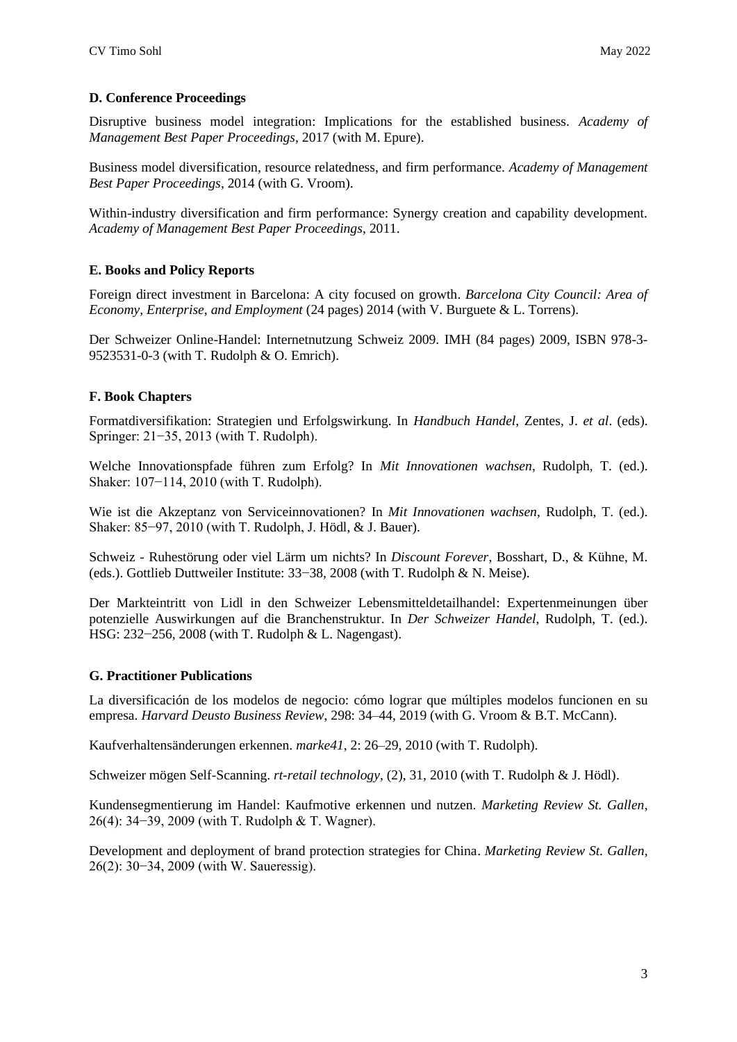### D. Conference Proceedings

Disruptive business model integration: Implications for the established business. *Academy of Management Best Paper Proceedings*, 2017 (with M. Epure).

Business model diversification, resource relatedness, and firm performance. *Academy of Management Best Paper Proceedings*, 2014 (with G. Vroom).

Within-industry diversification and firm performance: Synergy creation and capability development. *Academy of Management Best Paper Proceedings*, 2011.

### E. Books and Policy Reports

Foreign direct investment in Barcelona: A city focused on growth. *Barcelona City Council: Area of Economy, Enterprise, and Employment* (24 pages) 2014 (with V. Burguete & L. Torrens).

Der Schweizer Online-Handel: Internetnutzung Schweiz 2009. IMH (84 pages) 2009, ISBN 978-3-9523531-0-3 (with T. Rudolph & O. Emrich).

### F. Book Chapters

Formatdiversifikation: Strategien und Erfolgswirkung. In *Handbuch Handel*, Zentes, J. *et al*. (eds). Springer: 21−35, 2013 (with T. Rudolph).

Welche Innovationspfade führen zum Erfolg? In *Mit Innovationen wachsen*, Rudolph, T. (ed.). Shaker: 107−114, 2010 (with T. Rudolph).

Wie ist die Akzeptanz von Serviceinnovationen? In *Mit Innovationen wachsen*, Rudolph, T. (ed.). Shaker: 85−97, 2010 (with T. Rudolph, J. Hödl, & J. Bauer).

Schweiz - Ruhestörung oder viel Lärm um nichts? In *Discount Forever*, Bosshart, D., & Kühne, M. (eds.). Gottlieb Duttweiler Institute: 33−38, 2008 (with T. Rudolph & N. Meise).

Der Markteintritt von Lidl in den Schweizer Lebensmitteldetailhandel: Expertenmeinungen über potenzielle Auswirkungen auf die Branchenstruktur. In *Der Schweizer Handel*, Rudolph, T. (ed.). HSG: 232−256, 2008 (with T. Rudolph & L. Nagengast).

### G. Practitioner Publications

La diversificación de los modelos de negocio: cómo lograr que múltiples modelos funcionen en su empresa. *Harvard Deusto Business Review*, 298: 34–44, 2019 (with G. Vroom & B.T. McCann).

Kaufverhaltensänderungen erkennen. *marke41*, 2: 26–29, 2010 (with T. Rudolph).

Schweizer mögen Self-Scanning. *rt-retail technology*, (2), 31, 2010 (with T. Rudolph & J. Hödl).

Kundensegmentierung im Handel: Kaufmotive erkennen und nutzen. *Marketing Review St. Gallen*, 26(4): 34−39, 2009 (with T. Rudolph & T. Wagner).

Development and deployment of brand protection strategies for China. *Marketing Review St. Gallen*, 26(2): 30−34, 2009 (with W. Saueressig).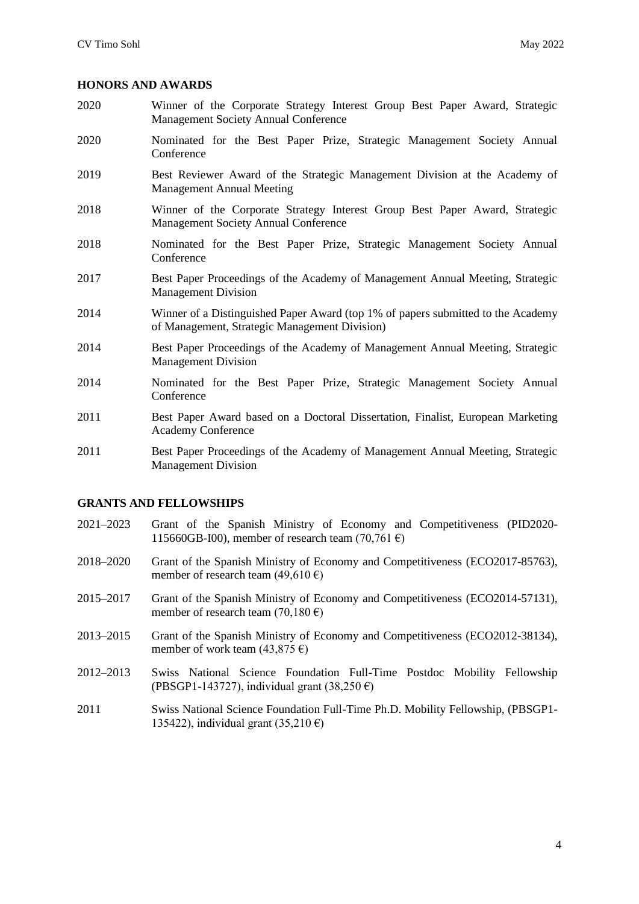## HONORS AND AWARDS

2020 Winner of the Corporate Strategy Interest Group Best Paper Award, Strategic Management Society Annual Conference

2020 Nominated for the Best Paper Prize, Strategic Management Society Annual Conference

2019 Best Reviewer Award of the Strategic Management Division at the Academy of Management Annual Meeting

2018 Winner of the Corporate Strategy Interest Group Best Paper Award, Strategic Management Society Annual Conference

2018 Nominated for the Best Paper Prize, Strategic Management Society Annual Conference

2017 Best Paper Proceedings of the Academy of Management Annual Meeting, Strategic Management Division

2014 Winner of a Distinguished Paper Award (top 1% of papers submitted to the Academy of Management, Strategic Management Division)

2014 Best Paper Proceedings of the Academy of Management Annual Meeting, Strategic Management Division

2014 Nominated for the Best Paper Prize, Strategic Management Society Annual Conference

2011 Best Paper Award based on a Doctoral Dissertation, Finalist, European Marketing Academy Conference

2011 Best Paper Proceedings of the Academy of Management Annual Meeting, Strategic Management Division

## GRANTS AND FELLOWSHIPS

2021–2023 Grant of the Spanish Ministry of Economy and Competitiveness (PID2020-115660GB-I00), member of research team (70,761 €)

2018–2020 Grant of the Spanish Ministry of Economy and Competitiveness (ECO2017-85763), member of research team (49,610 €)

2015–2017 Grant of the Spanish Ministry of Economy and Competitiveness (ECO2014-57131), member of research team (70,180 €)

2013–2015 Grant of the Spanish Ministry of Economy and Competitiveness (ECO2012-38134), member of work team (43,875 €)

2012–2013 Swiss National Science Foundation Full-Time Postdoc Mobility Fellowship (PBSGP1-143727), individual grant (38,250 €)

2011 Swiss National Science Foundation Full-Time Ph.D. Mobility Fellowship, (PBSGP1-135422), individual grant (35,210 €)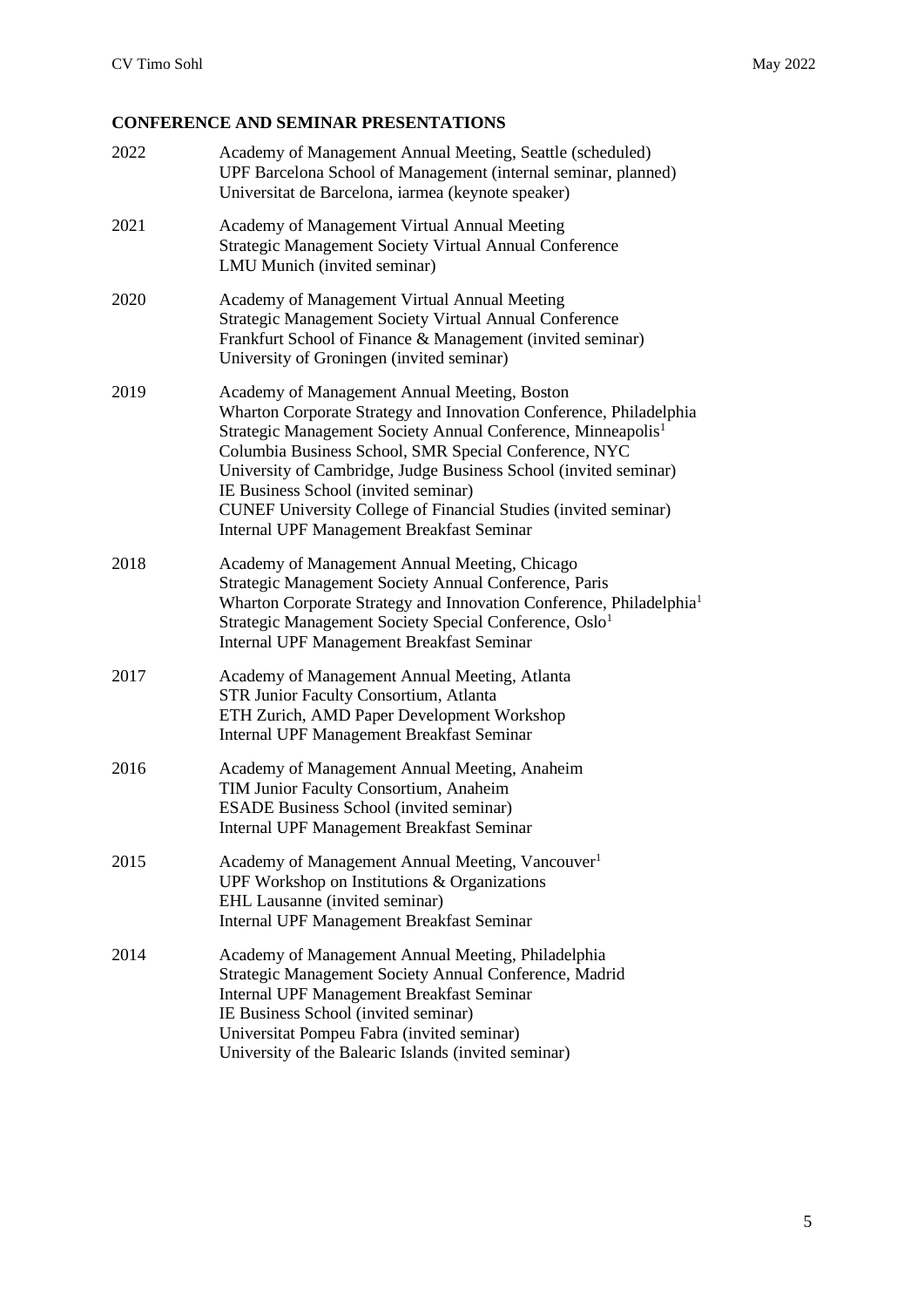## CONFERENCE AND SEMINAR PRESENTATIONS

| | |
|---|---|
| 2022 | Academy of Management Annual Meeting, Seattle (scheduled)<br>UPF Barcelona School of Management (internal seminar, planned)<br>Universitat de Barcelona, iarmea (keynote speaker) |
| 2021 | Academy of Management Virtual Annual Meeting<br>Strategic Management Society Virtual Annual Conference<br>LMU Munich (invited seminar) |
| 2020 | Academy of Management Virtual Annual Meeting<br>Strategic Management Society Virtual Annual Conference<br>Frankfurt School of Finance & Management (invited seminar)<br>University of Groningen (invited seminar) |
| 2019 | Academy of Management Annual Meeting, Boston<br>Wharton Corporate Strategy and Innovation Conference, Philadelphia<br>Strategic Management Society Annual Conference, Minneapolis[1]<br>Columbia Business School, SMR Special Conference, NYC<br>University of Cambridge, Judge Business School (invited seminar)<br>IE Business School (invited seminar)<br>CUNEF University College of Financial Studies (invited seminar)<br>Internal UPF Management Breakfast Seminar |
| 2018 | Academy of Management Annual Meeting, Chicago<br>Strategic Management Society Annual Conference, Paris<br>Wharton Corporate Strategy and Innovation Conference, Philadelphia[1]<br>Strategic Management Society Special Conference, Oslo[1]<br>Internal UPF Management Breakfast Seminar |
| 2017 | Academy of Management Annual Meeting, Atlanta<br>STR Junior Faculty Consortium, Atlanta<br>ETH Zurich, AMD Paper Development Workshop<br>Internal UPF Management Breakfast Seminar |
| 2016 | Academy of Management Annual Meeting, Anaheim<br>TIM Junior Faculty Consortium, Anaheim<br>ESADE Business School (invited seminar)<br>Internal UPF Management Breakfast Seminar |
| 2015 | Academy of Management Annual Meeting, Vancouver[1]<br>UPF Workshop on Institutions & Organizations<br>EHL Lausanne (invited seminar)<br>Internal UPF Management Breakfast Seminar |
| 2014 | Academy of Management Annual Meeting, Philadelphia<br>Strategic Management Society Annual Conference, Madrid<br>Internal UPF Management Breakfast Seminar<br>IE Business School (invited seminar)<br>Universitat Pompeu Fabra (invited seminar)<br>University of the Balearic Islands (invited seminar) |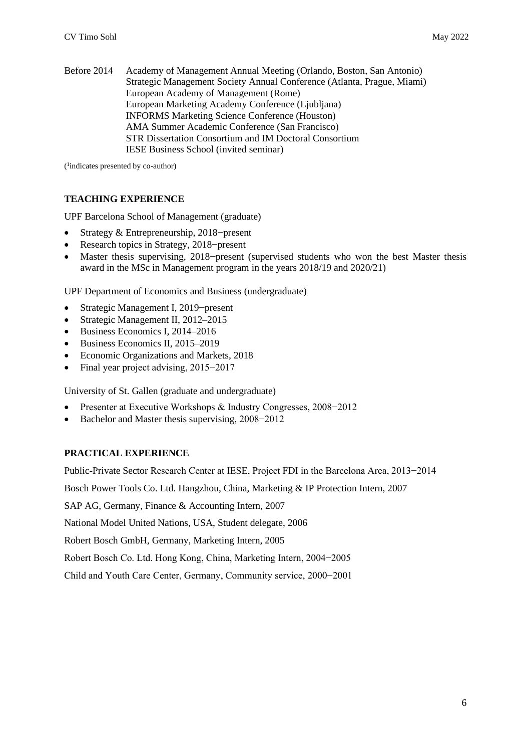Before 2014 Academy of Management Annual Meeting (Orlando, Boston, San Antonio)
Strategic Management Society Annual Conference (Atlanta, Prague, Miami)
European Academy of Management (Rome)
European Marketing Academy Conference (Ljubljana)
INFORMS Marketing Science Conference (Houston)
AMA Summer Academic Conference (San Francisco)
STR Dissertation Consortium and IM Doctoral Consortium
IESE Business School (invited seminar)

([1]indicates presented by co-author)

## TEACHING EXPERIENCE

UPF Barcelona School of Management (graduate)

- Strategy & Entrepreneurship, 2018−present
- Research topics in Strategy, 2018−present
- Master thesis supervising, 2018−present (supervised students who won the best Master thesis award in the MSc in Management program in the years 2018/19 and 2020/21)

UPF Department of Economics and Business (undergraduate)

- Strategic Management I, 2019−present
- Strategic Management II, 2012–2015
- Business Economics I, 2014–2016
- Business Economics II, 2015–2019
- Economic Organizations and Markets, 2018
- Final year project advising, 2015−2017

University of St. Gallen (graduate and undergraduate)

- Presenter at Executive Workshops & Industry Congresses, 2008−2012
- Bachelor and Master thesis supervising, 2008−2012

## PRACTICAL EXPERIENCE

Public-Private Sector Research Center at IESE, Project FDI in the Barcelona Area, 2013−2014

Bosch Power Tools Co. Ltd. Hangzhou, China, Marketing & IP Protection Intern, 2007

SAP AG, Germany, Finance & Accounting Intern, 2007

National Model United Nations, USA, Student delegate, 2006

Robert Bosch GmbH, Germany, Marketing Intern, 2005

Robert Bosch Co. Ltd. Hong Kong, China, Marketing Intern, 2004−2005

Child and Youth Care Center, Germany, Community service, 2000−2001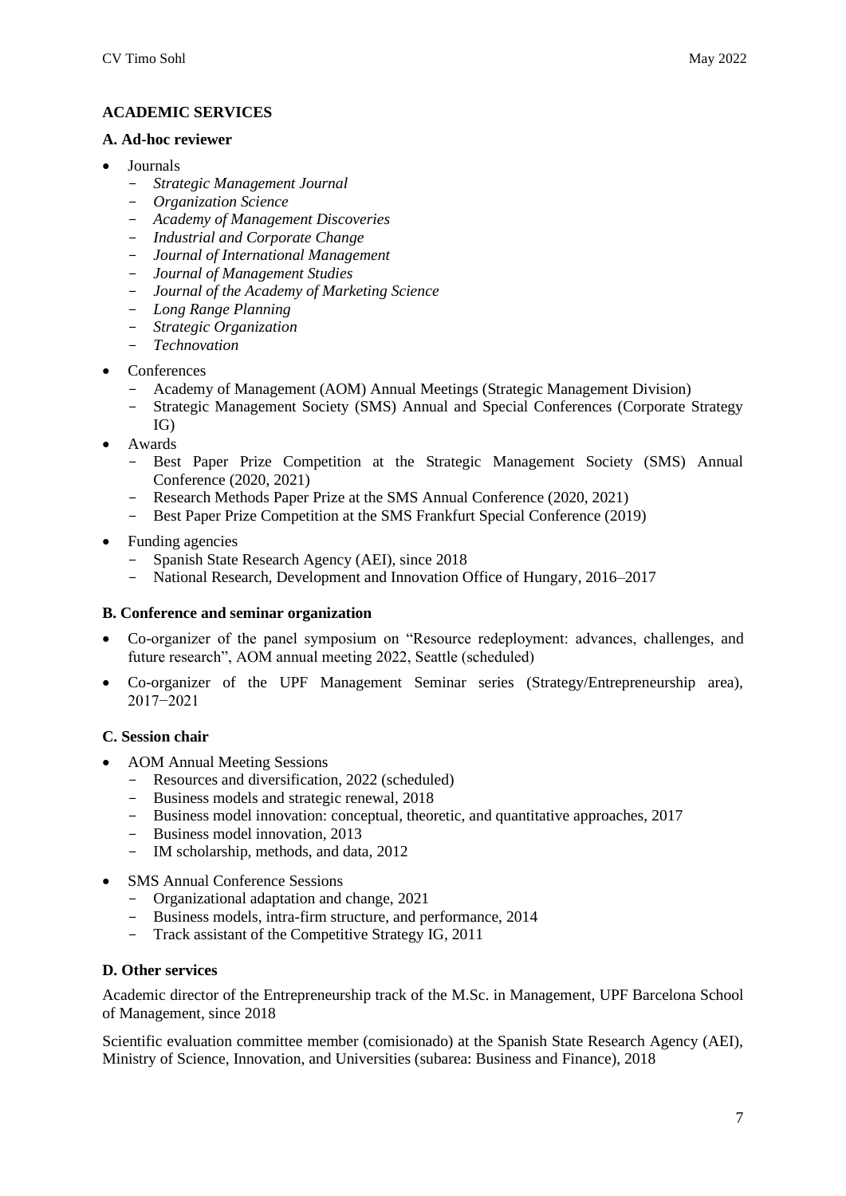## ACADEMIC SERVICES

### A. Ad-hoc reviewer

- Journals
  - *Strategic Management Journal*
  - *Organization Science*
  - *Academy of Management Discoveries*
  - *Industrial and Corporate Change*
  - *Journal of International Management*
  - *Journal of Management Studies*
  - *Journal of the Academy of Marketing Science*
  - *Long Range Planning*
  - *Strategic Organization*
  - *Technovation*
- Conferences
  - Academy of Management (AOM) Annual Meetings (Strategic Management Division)
  - Strategic Management Society (SMS) Annual and Special Conferences (Corporate Strategy IG)
- Awards
  - Best Paper Prize Competition at the Strategic Management Society (SMS) Annual Conference (2020, 2021)
  - Research Methods Paper Prize at the SMS Annual Conference (2020, 2021)
  - Best Paper Prize Competition at the SMS Frankfurt Special Conference (2019)
- Funding agencies
  - Spanish State Research Agency (AEI), since 2018
  - National Research, Development and Innovation Office of Hungary, 2016–2017

### B. Conference and seminar organization

- Co-organizer of the panel symposium on "Resource redeployment: advances, challenges, and future research", AOM annual meeting 2022, Seattle (scheduled)
- Co-organizer of the UPF Management Seminar series (Strategy/Entrepreneurship area), 2017−2021

### C. Session chair

- AOM Annual Meeting Sessions
  - Resources and diversification, 2022 (scheduled)
  - Business models and strategic renewal, 2018
  - Business model innovation: conceptual, theoretic, and quantitative approaches, 2017
  - Business model innovation, 2013
  - IM scholarship, methods, and data, 2012
- SMS Annual Conference Sessions
  - Organizational adaptation and change, 2021
  - Business models, intra-firm structure, and performance, 2014
  - Track assistant of the Competitive Strategy IG, 2011

### D. Other services

Academic director of the Entrepreneurship track of the M.Sc. in Management, UPF Barcelona School of Management, since 2018

Scientific evaluation committee member (comisionado) at the Spanish State Research Agency (AEI), Ministry of Science, Innovation, and Universities (subarea: Business and Finance), 2018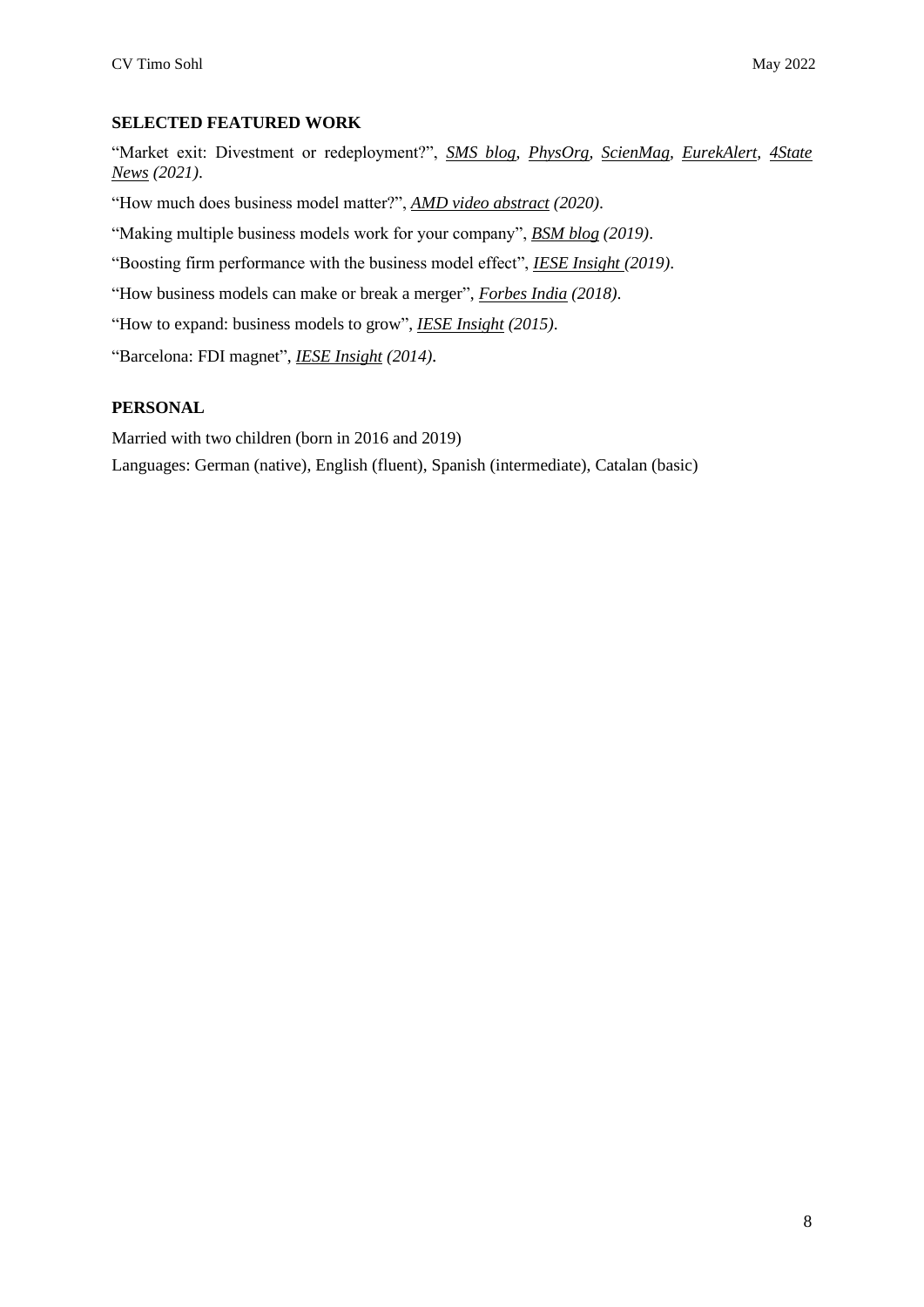## SELECTED FEATURED WORK

"Market exit: Divestment or redeployment?", *SMS blog, PhysOrg, ScienMag, EurekAlert, 4State News (2021)*.

"How much does business model matter?", *AMD video abstract (2020)*.

"Making multiple business models work for your company", *BSM blog (2019)*.

"Boosting firm performance with the business model effect", *IESE Insight (2019)*.

"How business models can make or break a merger", *Forbes India (2018)*.

"How to expand: business models to grow", *IESE Insight (2015)*.

"Barcelona: FDI magnet", *IESE Insight (2014)*.

## PERSONAL

Married with two children (born in 2016 and 2019)

Languages: German (native), English (fluent), Spanish (intermediate), Catalan (basic)